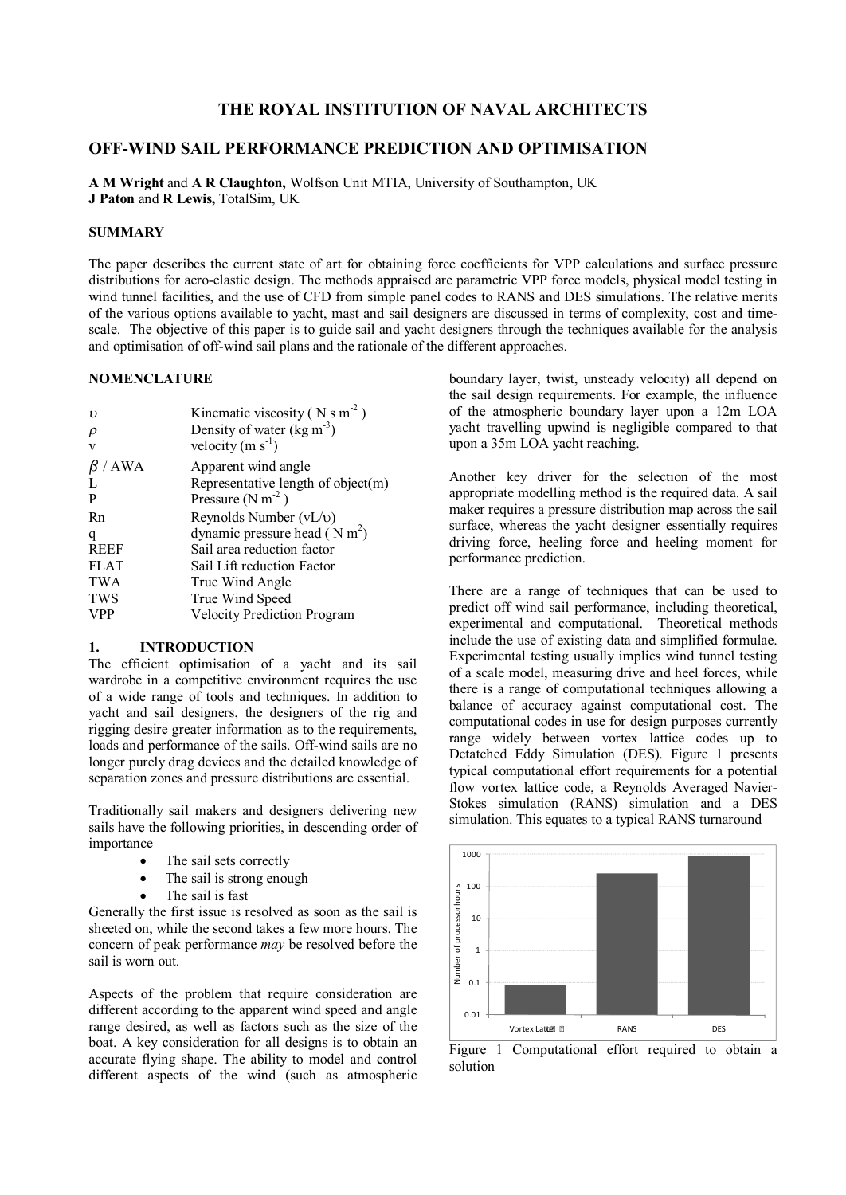# THE ROYAL INSTITUTION OF NAVAL ARCHITECTS

## OFF-WIND SAIL PERFORMANCE PREDICTION AND OPTIMISATION

**A M Wright** and **A R Claughton,** Wolfson Unit MTIA, University of Southampton, UK
**J Paton** and **R Lewis,** TotalSim, UK

### SUMMARY

The paper describes the current state of art for obtaining force coefficients for VPP calculations and surface pressure distributions for aero-elastic design. The methods appraised are parametric VPP force models, physical model testing in wind tunnel facilities, and the use of CFD from simple panel codes to RANS and DES simulations. The relative merits of the various options available to yacht, mast and sail designers are discussed in terms of complexity, cost and time-scale. The objective of this paper is to guide sail and yacht designers through the techniques available for the analysis and optimisation of off-wind sail plans and the rationale of the different approaches.

### NOMENCLATURE

| | |
|---|---|
| $\upsilon$ | Kinematic viscosity ( $N\ s\ m^{-2}$ ) |
| $\rho$ | Density of water ($kg\ m^{-3}$) |
| v | velocity ($m\ s^{-1}$) |
| $\beta$ / AWA | Apparent wind angle |
| L | Representative length of object(m) |
| P | Pressure ($N\ m^{-2}$ ) |
| Rn | Reynolds Number ($vL/\upsilon$) |
| q | dynamic pressure head ( $N\ m^2$) |
| REEF | Sail area reduction factor |
| FLAT | Sail Lift reduction Factor |
| TWA | True Wind Angle |
| TWS | True Wind Speed |
| VPP | Velocity Prediction Program |

### 1. INTRODUCTION

The efficient optimisation of a yacht and its sail wardrobe in a competitive environment requires the use of a wide range of tools and techniques. In addition to yacht and sail designers, the designers of the rig and rigging desire greater information as to the requirements, loads and performance of the sails. Off-wind sails are no longer purely drag devices and the detailed knowledge of separation zones and pressure distributions are essential.

Traditionally sail makers and designers delivering new sails have the following priorities, in descending order of importance

- The sail sets correctly
- The sail is strong enough
- The sail is fast

Generally the first issue is resolved as soon as the sail is sheeted on, while the second takes a few more hours. The concern of peak performance *may* be resolved before the sail is worn out.

Aspects of the problem that require consideration are different according to the apparent wind speed and angle range desired, as well as factors such as the size of the boat. A key consideration for all designs is to obtain an accurate flying shape. The ability to model and control different aspects of the wind (such as atmospheric boundary layer, twist, unsteady velocity) all depend on the sail design requirements. For example, the influence of the atmospheric boundary layer upon a 12m LOA yacht travelling upwind is negligible compared to that upon a 35m LOA yacht reaching.

Another key driver for the selection of the most appropriate modelling method is the required data. A sail maker requires a pressure distribution map across the sail surface, whereas the yacht designer essentially requires driving force, heeling force and heeling moment for performance prediction.

There are a range of techniques that can be used to predict off wind sail performance, including theoretical, experimental and computational. Theoretical methods include the use of existing data and simplified formulae. Experimental testing usually implies wind tunnel testing of a scale model, measuring drive and heel forces, while there is a range of computational techniques allowing a balance of accuracy against computational cost. The computational codes in use for design purposes currently range widely between vortex lattice codes up to Detatched Eddy Simulation (DES). Figure 1 presents typical computational effort requirements for a potential flow vortex lattice code, a Reynolds Averaged Navier-Stokes simulation (RANS) simulation and a DES simulation. This equates to a typical RANS turnaround

Figure 1 Computational effort required to obtain a solution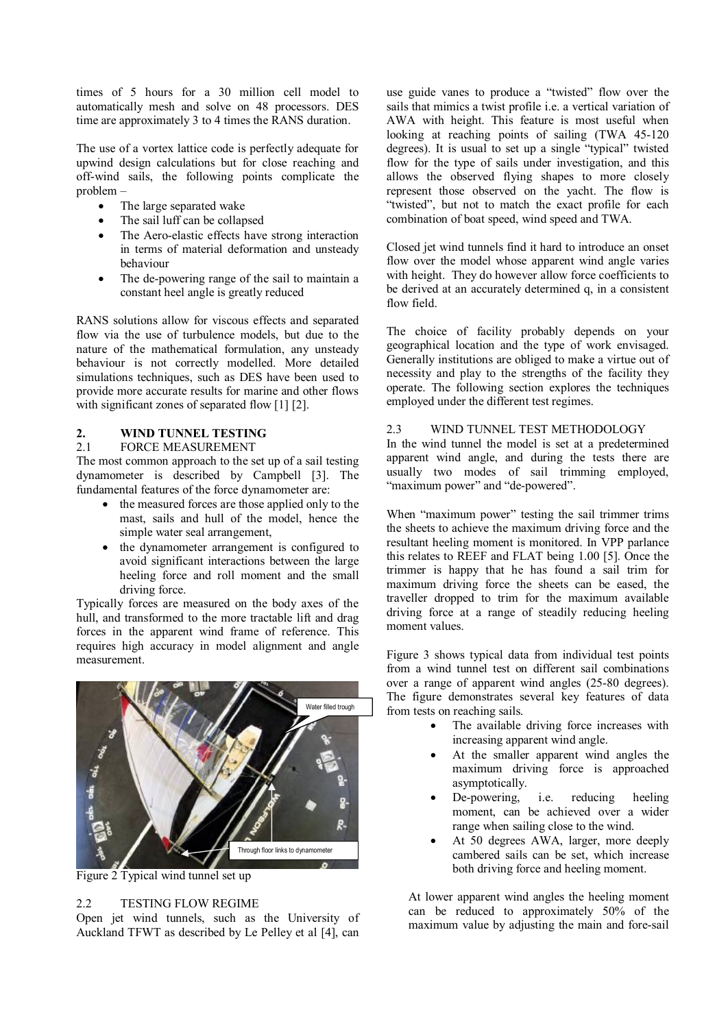times of 5 hours for a 30 million cell model to automatically mesh and solve on 48 processors. DES time are approximately 3 to 4 times the RANS duration.

The use of a vortex lattice code is perfectly adequate for upwind design calculations but for close reaching and off-wind sails, the following points complicate the problem –

- The large separated wake
- The sail luff can be collapsed
- The Aero-elastic effects have strong interaction in terms of material deformation and unsteady behaviour
- The de-powering range of the sail to maintain a constant heel angle is greatly reduced

RANS solutions allow for viscous effects and separated flow via the use of turbulence models, but due to the nature of the mathematical formulation, any unsteady behaviour is not correctly modelled. More detailed simulations techniques, such as DES have been used to provide more accurate results for marine and other flows with significant zones of separated flow [1] [2].

## 2. WIND TUNNEL TESTING

### 2.1 FORCE MEASUREMENT

The most common approach to the set up of a sail testing dynamometer is described by Campbell [3]. The fundamental features of the force dynamometer are:

- the measured forces are those applied only to the mast, sails and hull of the model, hence the simple water seal arrangement,
- the dynamometer arrangement is configured to avoid significant interactions between the large heeling force and roll moment and the small driving force.

Typically forces are measured on the body axes of the hull, and transformed to the more tractable lift and drag forces in the apparent wind frame of reference. This requires high accuracy in model alignment and angle measurement.

Water filled trough

Through floor links to dynamometer

Figure 2 Typical wind tunnel set up

### 2.2 TESTING FLOW REGIME

Open jet wind tunnels, such as the University of Auckland TFWT as described by Le Pelley et al [4], can use guide vanes to produce a "twisted" flow over the sails that mimics a twist profile i.e. a vertical variation of AWA with height. This feature is most useful when looking at reaching points of sailing (TWA 45-120 degrees). It is usual to set up a single "typical" twisted flow for the type of sails under investigation, and this allows the observed flying shapes to more closely represent those observed on the yacht. The flow is "twisted", but not to match the exact profile for each combination of boat speed, wind speed and TWA.

Closed jet wind tunnels find it hard to introduce an onset flow over the model whose apparent wind angle varies with height. They do however allow force coefficients to be derived at an accurately determined q, in a consistent flow field.

The choice of facility probably depends on your geographical location and the type of work envisaged. Generally institutions are obliged to make a virtue out of necessity and play to the strengths of the facility they operate. The following section explores the techniques employed under the different test regimes.

### 2.3 WIND TUNNEL TEST METHODOLOGY

In the wind tunnel the model is set at a predetermined apparent wind angle, and during the tests there are usually two modes of sail trimming employed, "maximum power" and "de-powered".

When "maximum power" testing the sail trimmer trims the sheets to achieve the maximum driving force and the resultant heeling moment is monitored. In VPP parlance this relates to REEF and FLAT being 1.00 [5]. Once the trimmer is happy that he has found a sail trim for maximum driving force the sheets can be eased, the traveller dropped to trim for the maximum available driving force at a range of steadily reducing heeling moment values.

Figure 3 shows typical data from individual test points from a wind tunnel test on different sail combinations over a range of apparent wind angles (25-80 degrees). The figure demonstrates several key features of data from tests on reaching sails.

- The available driving force increases with increasing apparent wind angle.
- At the smaller apparent wind angles the maximum driving force is approached asymptotically.
- De-powering, i.e. reducing heeling moment, can be achieved over a wider range when sailing close to the wind.
- At 50 degrees AWA, larger, more deeply cambered sails can be set, which increase both driving force and heeling moment.

At lower apparent wind angles the heeling moment can be reduced to approximately 50% of the maximum value by adjusting the main and fore-sail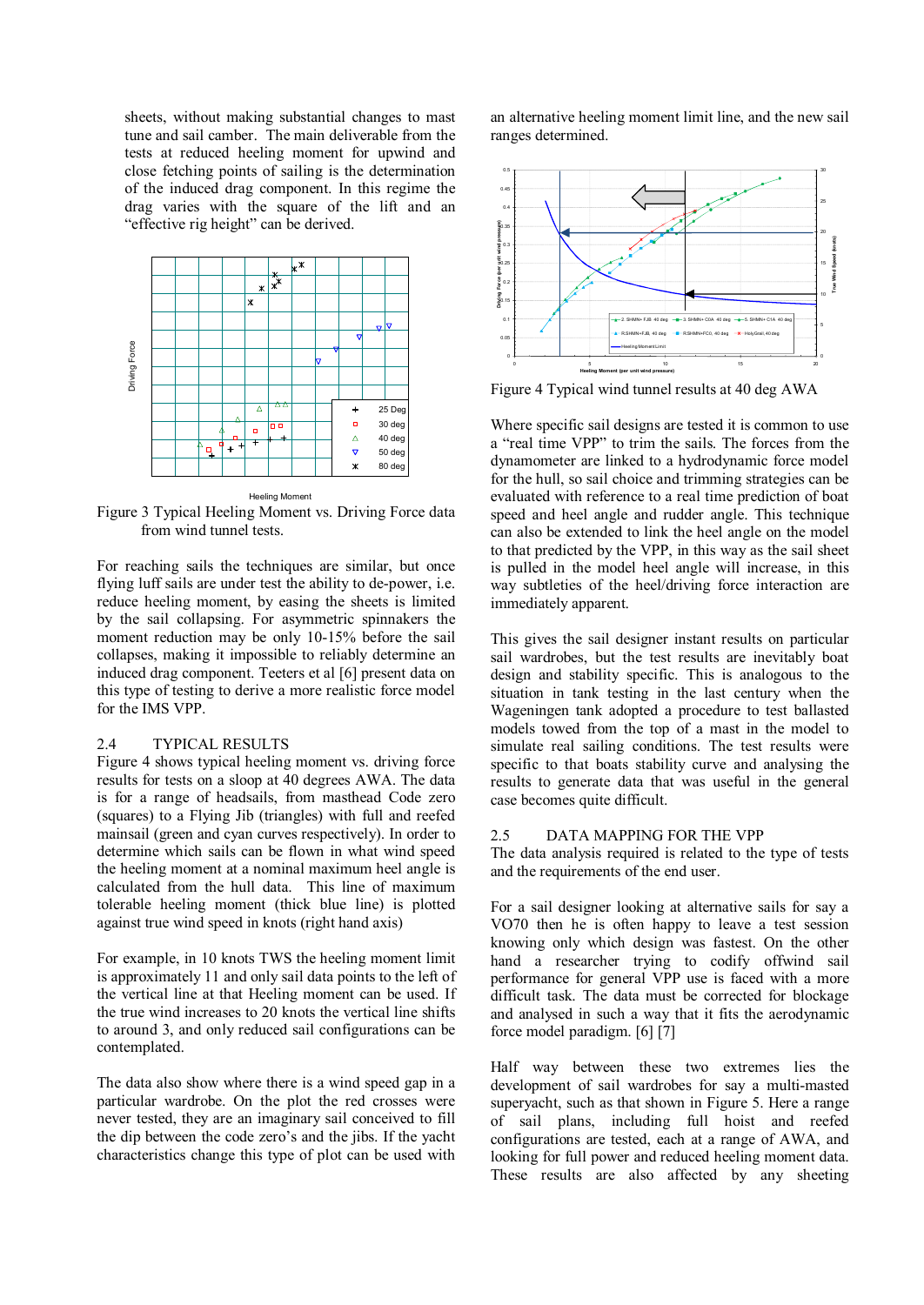sheets, without making substantial changes to mast tune and sail camber. The main deliverable from the tests at reduced heeling moment for upwind and close fetching points of sailing is the determination of the induced drag component. In this regime the drag varies with the square of the lift and an "effective rig height" can be derived.

Figure 3 Typical Heeling Moment vs. Driving Force data from wind tunnel tests.

For reaching sails the techniques are similar, but once flying luff sails are under test the ability to de-power, i.e. reduce heeling moment, by easing the sheets is limited by the sail collapsing. For asymmetric spinnakers the moment reduction may be only 10-15% before the sail collapses, making it impossible to reliably determine an induced drag component. Teeters et al [6] present data on this type of testing to derive a more realistic force model for the IMS VPP.

## 2.4 TYPICAL RESULTS

Figure 4 shows typical heeling moment vs. driving force results for tests on a sloop at 40 degrees AWA. The data is for a range of headsails, from masthead Code zero (squares) to a Flying Jib (triangles) with full and reefed mainsail (green and cyan curves respectively). In order to determine which sails can be flown in what wind speed the heeling moment at a nominal maximum heel angle is calculated from the hull data. This line of maximum tolerable heeling moment (thick blue line) is plotted against true wind speed in knots (right hand axis)

For example, in 10 knots TWS the heeling moment limit is approximately 11 and only sail data points to the left of the vertical line at that Heeling moment can be used. If the true wind increases to 20 knots the vertical line shifts to around 3, and only reduced sail configurations can be contemplated.

The data also show where there is a wind speed gap in a particular wardrobe. On the plot the red crosses were never tested, they are an imaginary sail conceived to fill the dip between the code zero's and the jibs. If the yacht characteristics change this type of plot can be used with an alternative heeling moment limit line, and the new sail ranges determined.

Figure 4 Typical wind tunnel results at 40 deg AWA

Where specific sail designs are tested it is common to use a "real time VPP" to trim the sails. The forces from the dynamometer are linked to a hydrodynamic force model for the hull, so sail choice and trimming strategies can be evaluated with reference to a real time prediction of boat speed and heel angle and rudder angle. This technique can also be extended to link the heel angle on the model to that predicted by the VPP, in this way as the sail sheet is pulled in the model heel angle will increase, in this way subtleties of the heel/driving force interaction are immediately apparent.

This gives the sail designer instant results on particular sail wardrobes, but the test results are inevitably boat design and stability specific. This is analogous to the situation in tank testing in the last century when the Wageningen tank adopted a procedure to test ballasted models towed from the top of a mast in the model to simulate real sailing conditions. The test results were specific to that boats stability curve and analysing the results to generate data that was useful in the general case becomes quite difficult.

## 2.5 DATA MAPPING FOR THE VPP

The data analysis required is related to the type of tests and the requirements of the end user.

For a sail designer looking at alternative sails for say a VO70 then he is often happy to leave a test session knowing only which design was fastest. On the other hand a researcher trying to codify offwind sail performance for general VPP use is faced with a more difficult task. The data must be corrected for blockage and analysed in such a way that it fits the aerodynamic force model paradigm. [6] [7]

Half way between these two extremes lies the development of sail wardrobes for say a multi-masted superyacht, such as that shown in Figure 5. Here a range of sail plans, including full hoist and reefed configurations are tested, each at a range of AWA, and looking for full power and reduced heeling moment data. These results are also affected by any sheeting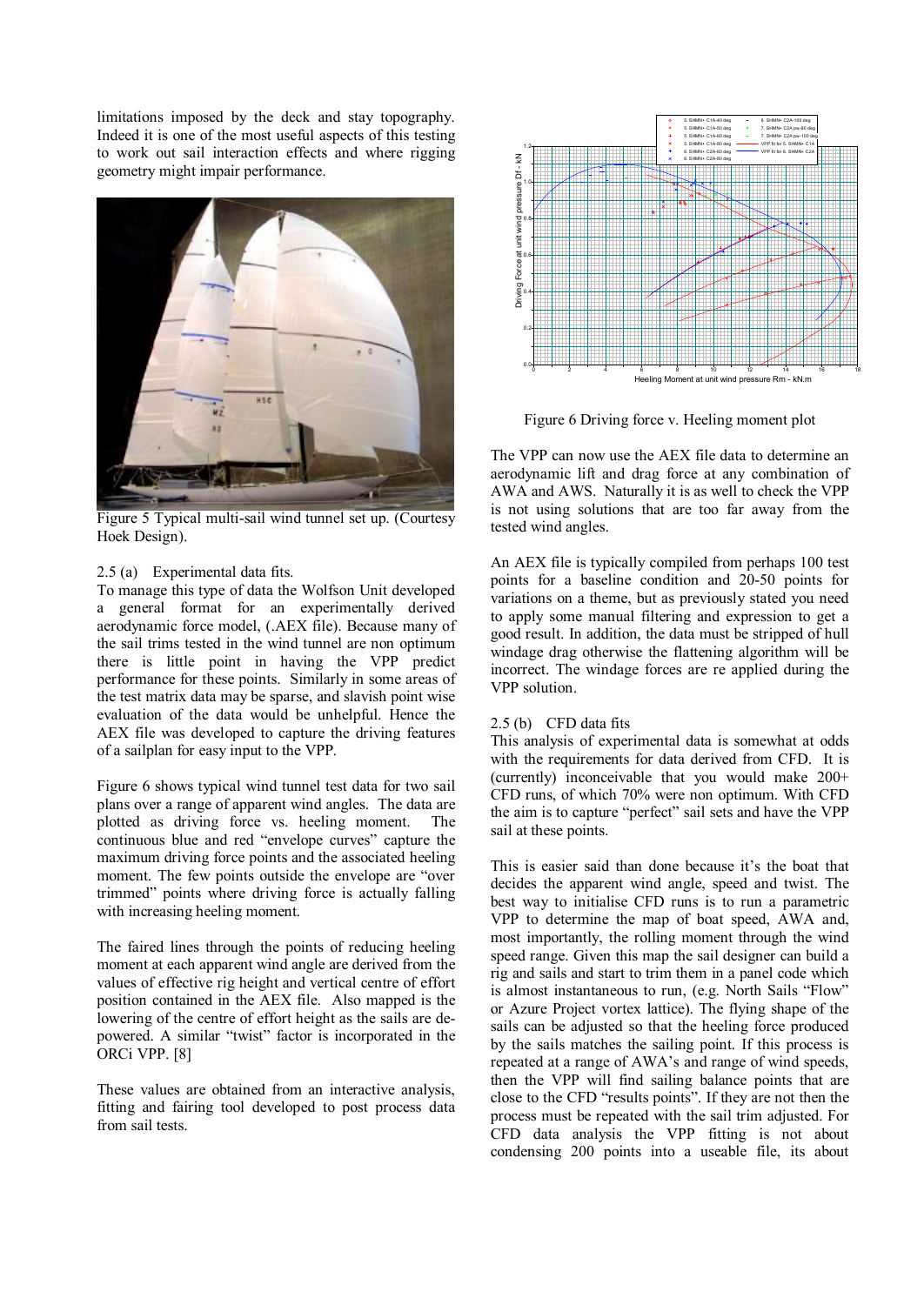limitations imposed by the deck and stay topography. Indeed it is one of the most useful aspects of this testing to work out sail interaction effects and where rigging geometry might impair performance.

Figure 5 Typical multi-sail wind tunnel set up. (Courtesy Hoek Design).

2.5 (a) Experimental data fits.

To manage this type of data the Wolfson Unit developed a general format for an experimentally derived aerodynamic force model, (.AEX file). Because many of the sail trims tested in the wind tunnel are non optimum there is little point in having the VPP predict performance for these points. Similarly in some areas of the test matrix data may be sparse, and slavish point wise evaluation of the data would be unhelpful. Hence the AEX file was developed to capture the driving features of a sailplan for easy input to the VPP.

Figure 6 shows typical wind tunnel test data for two sail plans over a range of apparent wind angles. The data are plotted as driving force vs. heeling moment. The continuous blue and red "envelope curves" capture the maximum driving force points and the associated heeling moment. The few points outside the envelope are "over trimmed" points where driving force is actually falling with increasing heeling moment.

The faired lines through the points of reducing heeling moment at each apparent wind angle are derived from the values of effective rig height and vertical centre of effort position contained in the AEX file. Also mapped is the lowering of the centre of effort height as the sails are de-powered. A similar "twist" factor is incorporated in the ORCi VPP. [8]

These values are obtained from an interactive analysis, fitting and fairing tool developed to post process data from sail tests.

Figure 6 Driving force v. Heeling moment plot

The VPP can now use the AEX file data to determine an aerodynamic lift and drag force at any combination of AWA and AWS. Naturally it is as well to check the VPP is not using solutions that are too far away from the tested wind angles.

An AEX file is typically compiled from perhaps 100 test points for a baseline condition and 20-50 points for variations on a theme, but as previously stated you need to apply some manual filtering and expression to get a good result. In addition, the data must be stripped of hull windage drag otherwise the flattening algorithm will be incorrect. The windage forces are re applied during the VPP solution.

2.5 (b) CFD data fits

This analysis of experimental data is somewhat at odds with the requirements for data derived from CFD. It is (currently) inconceivable that you would make 200+ CFD runs, of which 70% were non optimum. With CFD the aim is to capture "perfect" sail sets and have the VPP sail at these points.

This is easier said than done because it's the boat that decides the apparent wind angle, speed and twist. The best way to initialise CFD runs is to run a parametric VPP to determine the map of boat speed, AWA and, most importantly, the rolling moment through the wind speed range. Given this map the sail designer can build a rig and sails and start to trim them in a panel code which is almost instantaneous to run, (e.g. North Sails "Flow" or Azure Project vortex lattice). The flying shape of the sails can be adjusted so that the heeling force produced by the sails matches the sailing point. If this process is repeated at a range of AWA's and range of wind speeds, then the VPP will find sailing balance points that are close to the CFD "results points". If they are not then the process must be repeated with the sail trim adjusted. For CFD data analysis the VPP fitting is not about condensing 200 points into a useable file, its about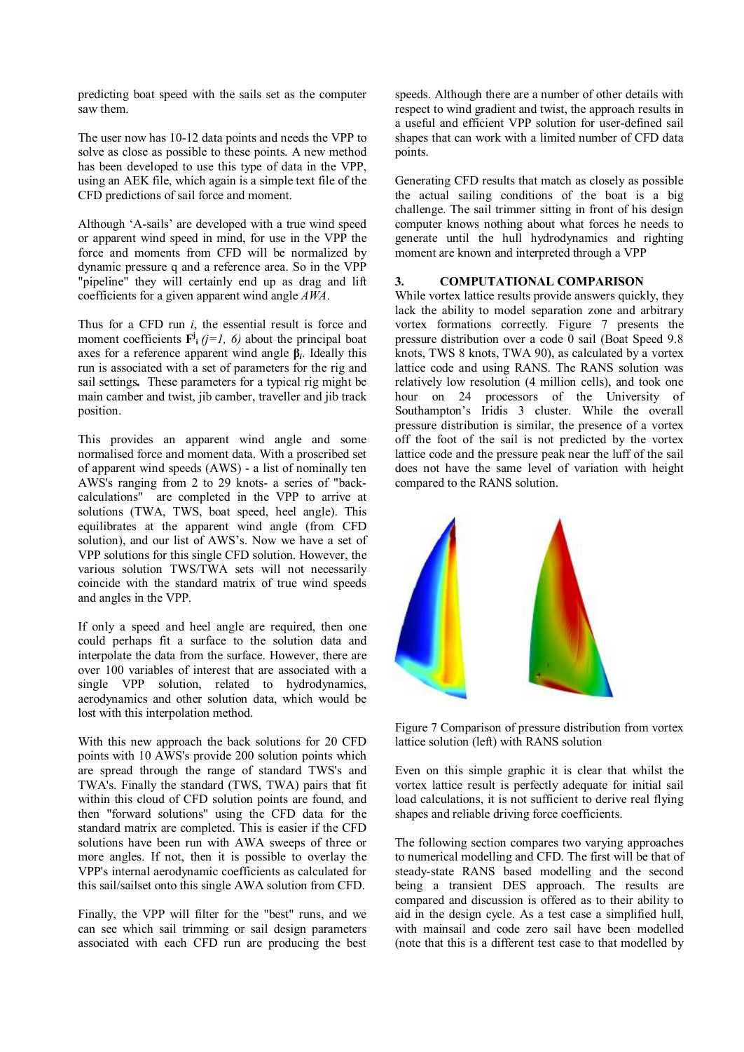predicting boat speed with the sails set as the computer saw them.

The user now has 10-12 data points and needs the VPP to solve as close as possible to these points. A new method has been developed to use this type of data in the VPP, using an AEK file, which again is a simple text file of the CFD predictions of sail force and moment.

Although 'A-sails' are developed with a true wind speed or apparent wind speed in mind, for use in the VPP the force and moments from CFD will be normalized by dynamic pressure q and a reference area. So in the VPP "pipeline" they will certainly end up as drag and lift coefficients for a given apparent wind angle *AWA*.

Thus for a CFD run *i*, the essential result is force and moment coefficients $\mathbf{F}^j_i$ *(j=1, 6)* about the principal boat axes for a reference apparent wind angle $\boldsymbol{\beta}_i$. Ideally this run is associated with a set of parameters for the rig and sail settings**.** These parameters for a typical rig might be main camber and twist, jib camber, traveller and jib track position.

This provides an apparent wind angle and some normalised force and moment data. With a proscribed set of apparent wind speeds (AWS) - a list of nominally ten AWS's ranging from 2 to 29 knots- a series of "back-calculations" are completed in the VPP to arrive at solutions (TWA, TWS, boat speed, heel angle). This equilibrates at the apparent wind angle (from CFD solution), and our list of AWS's. Now we have a set of VPP solutions for this single CFD solution. However, the various solution TWS/TWA sets will not necessarily coincide with the standard matrix of true wind speeds and angles in the VPP.

If only a speed and heel angle are required, then one could perhaps fit a surface to the solution data and interpolate the data from the surface. However, there are over 100 variables of interest that are associated with a single VPP solution, related to hydrodynamics, aerodynamics and other solution data, which would be lost with this interpolation method.

With this new approach the back solutions for 20 CFD points with 10 AWS's provide 200 solution points which are spread through the range of standard TWS's and TWA's. Finally the standard (TWS, TWA) pairs that fit within this cloud of CFD solution points are found, and then "forward solutions" using the CFD data for the standard matrix are completed. This is easier if the CFD solutions have been run with AWA sweeps of three or more angles. If not, then it is possible to overlay the VPP's internal aerodynamic coefficients as calculated for this sail/sailset onto this single AWA solution from CFD.

Finally, the VPP will filter for the "best" runs, and we can see which sail trimming or sail design parameters associated with each CFD run are producing the best speeds. Although there are a number of other details with respect to wind gradient and twist, the approach results in a useful and efficient VPP solution for user-defined sail shapes that can work with a limited number of CFD data points.

Generating CFD results that match as closely as possible the actual sailing conditions of the boat is a big challenge. The sail trimmer sitting in front of his design computer knows nothing about what forces he needs to generate until the hull hydrodynamics and righting moment are known and interpreted through a VPP

## 3. COMPUTATIONAL COMPARISON

While vortex lattice results provide answers quickly, they lack the ability to model separation zone and arbitrary vortex formations correctly. Figure 7 presents the pressure distribution over a code 0 sail (Boat Speed 9.8 knots, TWS 8 knots, TWA 90), as calculated by a vortex lattice code and using RANS. The RANS solution was relatively low resolution (4 million cells), and took one hour on 24 processors of the University of Southampton's Iridis 3 cluster. While the overall pressure distribution is similar, the presence of a vortex off the foot of the sail is not predicted by the vortex lattice code and the pressure peak near the luff of the sail does not have the same level of variation with height compared to the RANS solution.

Figure 7 Comparison of pressure distribution from vortex lattice solution (left) with RANS solution

Even on this simple graphic it is clear that whilst the vortex lattice result is perfectly adequate for initial sail load calculations, it is not sufficient to derive real flying shapes and reliable driving force coefficients.

The following section compares two varying approaches to numerical modelling and CFD. The first will be that of steady-state RANS based modelling and the second being a transient DES approach. The results are compared and discussion is offered as to their ability to aid in the design cycle. As a test case a simplified hull, with mainsail and code zero sail have been modelled (note that this is a different test case to that modelled by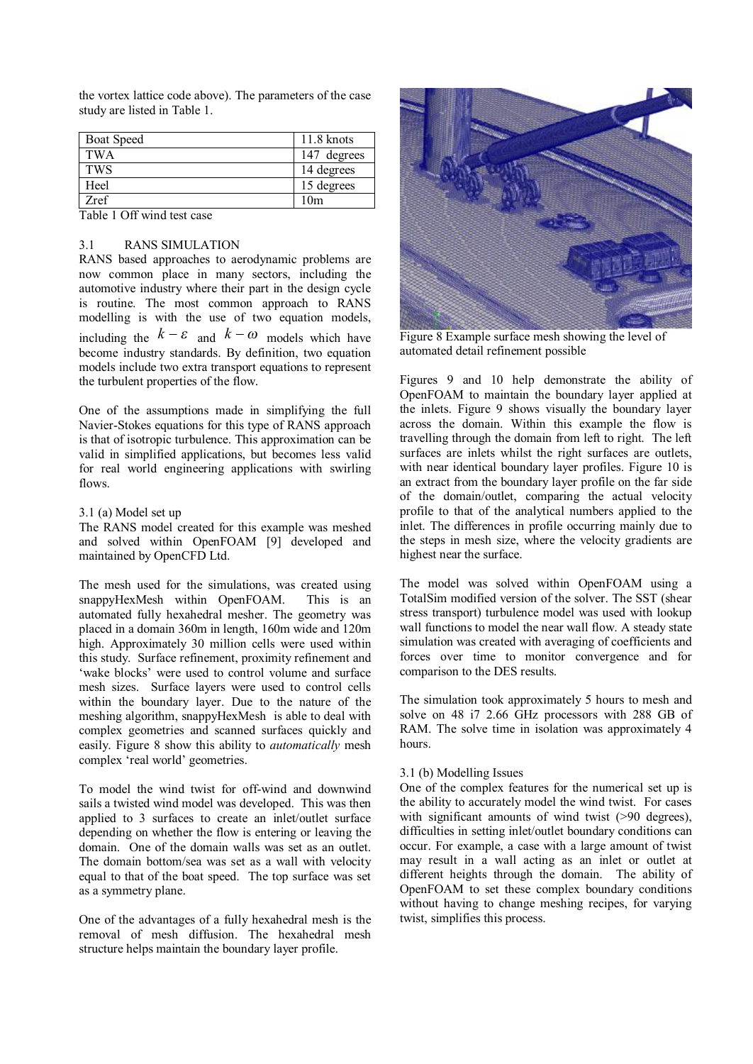the vortex lattice code above). The parameters of the case study are listed in Table 1.

| Boat Speed | 11.8 knots |
|---|---|
| TWA | 147 degrees |
| TWS | 14 degrees |
| Heel | 15 degrees |
| Zref | 10m |

Table 1 Off wind test case

### 3.1 RANS SIMULATION

RANS based approaches to aerodynamic problems are now common place in many sectors, including the automotive industry where their part in the design cycle is routine. The most common approach to RANS modelling is with the use of two equation models, including the $k-\varepsilon$ and $k-\omega$ models which have become industry standards. By definition, two equation models include two extra transport equations to represent the turbulent properties of the flow.

One of the assumptions made in simplifying the full Navier-Stokes equations for this type of RANS approach is that of isotropic turbulence. This approximation can be valid in simplified applications, but becomes less valid for real world engineering applications with swirling flows.

#### 3.1 (a) Model set up

The RANS model created for this example was meshed and solved within OpenFOAM [9] developed and maintained by OpenCFD Ltd.

The mesh used for the simulations, was created using snappyHexMesh within OpenFOAM. This is an automated fully hexahedral mesher. The geometry was placed in a domain 360m in length, 160m wide and 120m high. Approximately 30 million cells were used within this study. Surface refinement, proximity refinement and 'wake blocks' were used to control volume and surface mesh sizes. Surface layers were used to control cells within the boundary layer. Due to the nature of the meshing algorithm, snappyHexMesh is able to deal with complex geometries and scanned surfaces quickly and easily. Figure 8 show this ability to *automatically* mesh complex 'real world' geometries.

To model the wind twist for off-wind and downwind sails a twisted wind model was developed. This was then applied to 3 surfaces to create an inlet/outlet surface depending on whether the flow is entering or leaving the domain. One of the domain walls was set as an outlet. The domain bottom/sea was set as a wall with velocity equal to that of the boat speed. The top surface was set as a symmetry plane.

One of the advantages of a fully hexahedral mesh is the removal of mesh diffusion. The hexahedral mesh structure helps maintain the boundary layer profile.

Figure 8 Example surface mesh showing the level of automated detail refinement possible

Figures 9 and 10 help demonstrate the ability of OpenFOAM to maintain the boundary layer applied at the inlets. Figure 9 shows visually the boundary layer across the domain. Within this example the flow is travelling through the domain from left to right. The left surfaces are inlets whilst the right surfaces are outlets, with near identical boundary layer profiles. Figure 10 is an extract from the boundary layer profile on the far side of the domain/outlet, comparing the actual velocity profile to that of the analytical numbers applied to the inlet. The differences in profile occurring mainly due to the steps in mesh size, where the velocity gradients are highest near the surface.

The model was solved within OpenFOAM using a TotalSim modified version of the solver. The SST (shear stress transport) turbulence model was used with lookup wall functions to model the near wall flow. A steady state simulation was created with averaging of coefficients and forces over time to monitor convergence and for comparison to the DES results.

The simulation took approximately 5 hours to mesh and solve on 48 i7 2.66 GHz processors with 288 GB of RAM. The solve time in isolation was approximately 4 hours.

#### 3.1 (b) Modelling Issues

One of the complex features for the numerical set up is the ability to accurately model the wind twist. For cases with significant amounts of wind twist (>90 degrees), difficulties in setting inlet/outlet boundary conditions can occur. For example, a case with a large amount of twist may result in a wall acting as an inlet or outlet at different heights through the domain. The ability of OpenFOAM to set these complex boundary conditions without having to change meshing recipes, for varying twist, simplifies this process.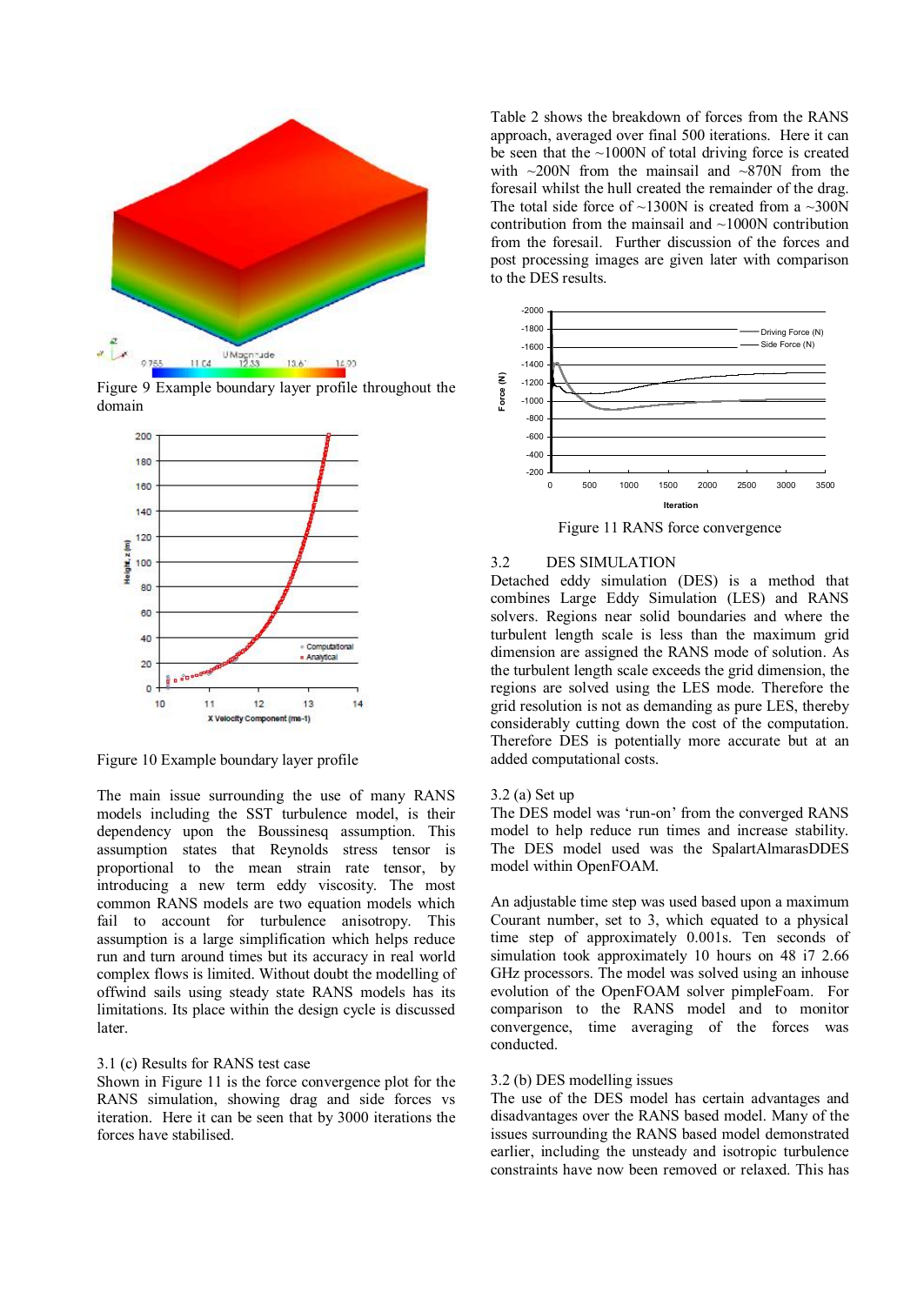Figure 9 Example boundary layer profile throughout the domain

Figure 10 Example boundary layer profile

The main issue surrounding the use of many RANS models including the SST turbulence model, is their dependency upon the Boussinesq assumption. This assumption states that Reynolds stress tensor is proportional to the mean strain rate tensor, by introducing a new term eddy viscosity. The most common RANS models are two equation models which fail to account for turbulence anisotropy. This assumption is a large simplification which helps reduce run and turn around times but its accuracy in real world complex flows is limited. Without doubt the modelling of offwind sails using steady state RANS models has its limitations. Its place within the design cycle is discussed later.

### 3.1 (c) Results for RANS test case

Shown in Figure 11 is the force convergence plot for the RANS simulation, showing drag and side forces vs iteration. Here it can be seen that by 3000 iterations the forces have stabilised.

Table 2 shows the breakdown of forces from the RANS approach, averaged over final 500 iterations. Here it can be seen that the ~1000N of total driving force is created with ~200N from the mainsail and ~870N from the foresail whilst the hull created the remainder of the drag. The total side force of ~1300N is created from a ~300N contribution from the mainsail and ~1000N contribution from the foresail. Further discussion of the forces and post processing images are given later with comparison to the DES results.

Figure 11 RANS force convergence

## 3.2 DES SIMULATION

Detached eddy simulation (DES) is a method that combines Large Eddy Simulation (LES) and RANS solvers. Regions near solid boundaries and where the turbulent length scale is less than the maximum grid dimension are assigned the RANS mode of solution. As the turbulent length scale exceeds the grid dimension, the regions are solved using the LES mode. Therefore the grid resolution is not as demanding as pure LES, thereby considerably cutting down the cost of the computation. Therefore DES is potentially more accurate but at an added computational costs.

### 3.2 (a) Set up

The DES model was 'run-on' from the converged RANS model to help reduce run times and increase stability. The DES model used was the SpalartAlmarasDDES model within OpenFOAM.

An adjustable time step was used based upon a maximum Courant number, set to 3, which equated to a physical time step of approximately 0.001s. Ten seconds of simulation took approximately 10 hours on 48 i7 2.66 GHz processors. The model was solved using an inhouse evolution of the OpenFOAM solver pimpleFoam. For comparison to the RANS model and to monitor convergence, time averaging of the forces was conducted.

### 3.2 (b) DES modelling issues

The use of the DES model has certain advantages and disadvantages over the RANS based model. Many of the issues surrounding the RANS based model demonstrated earlier, including the unsteady and isotropic turbulence constraints have now been removed or relaxed. This has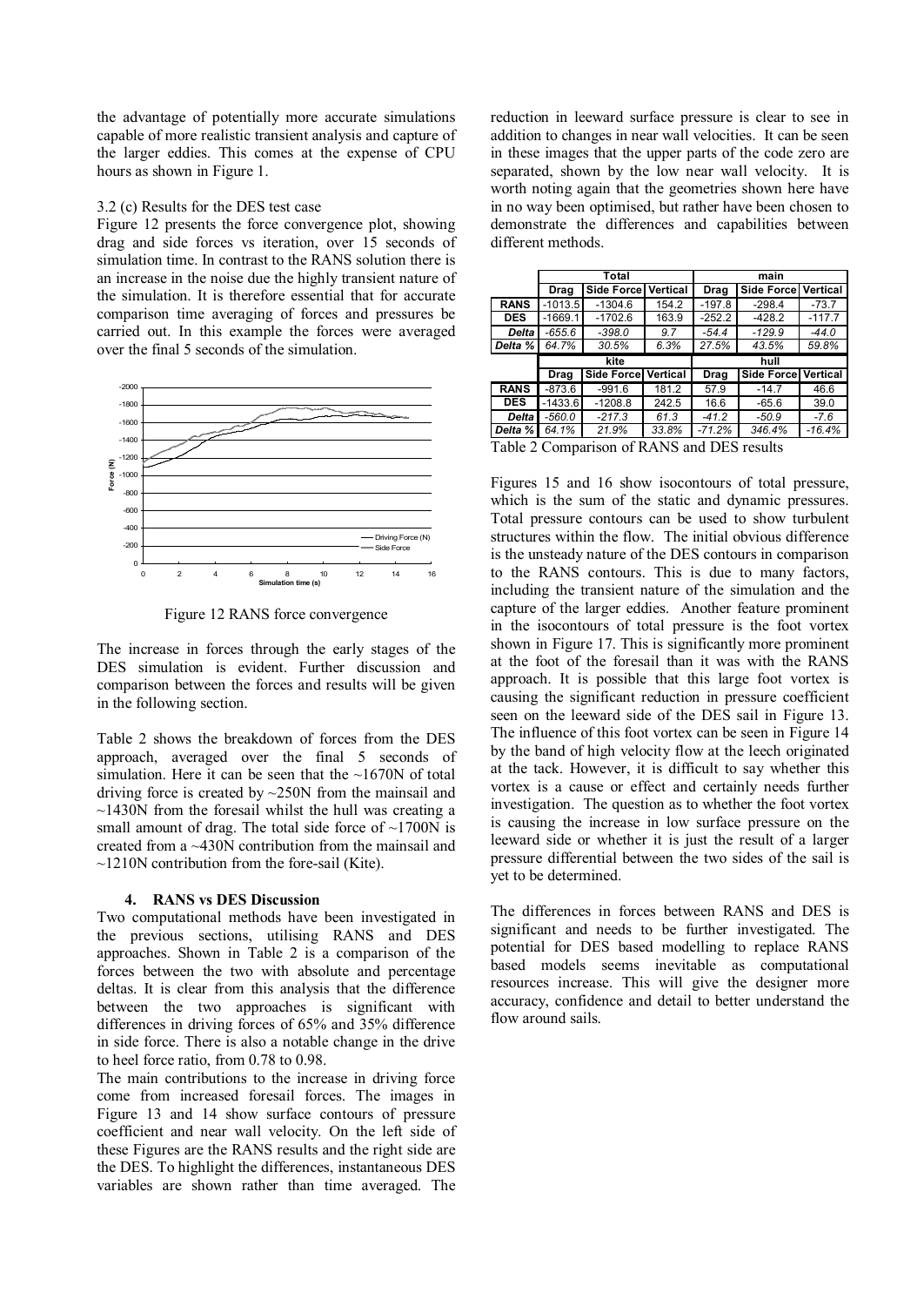the advantage of potentially more accurate simulations capable of more realistic transient analysis and capture of the larger eddies. This comes at the expense of CPU hours as shown in Figure 1.

3.2 (c) Results for the DES test case

Figure 12 presents the force convergence plot, showing drag and side forces vs iteration, over 15 seconds of simulation time. In contrast to the RANS solution there is an increase in the noise due the highly transient nature of the simulation. It is therefore essential that for accurate comparison time averaging of forces and pressures be carried out. In this example the forces were averaged over the final 5 seconds of the simulation.

Figure 12 RANS force convergence

The increase in forces through the early stages of the DES simulation is evident. Further discussion and comparison between the forces and results will be given in the following section.

Table 2 shows the breakdown of forces from the DES approach, averaged over the final 5 seconds of simulation. Here it can be seen that the ~1670N of total driving force is created by ~250N from the mainsail and ~1430N from the foresail whilst the hull was creating a small amount of drag. The total side force of ~1700N is created from a ~430N contribution from the mainsail and ~1210N contribution from the fore-sail (Kite).

## 4. RANS vs DES Discussion

Two computational methods have been investigated in the previous sections, utilising RANS and DES approaches. Shown in Table 2 is a comparison of the forces between the two with absolute and percentage deltas. It is clear from this analysis that the difference between the two approaches is significant with differences in driving forces of 65% and 35% difference in side force. There is also a notable change in the drive to heel force ratio, from 0.78 to 0.98.

The main contributions to the increase in driving force come from increased foresail forces. The images in Figure 13 and 14 show surface contours of pressure coefficient and near wall velocity. On the left side of these Figures are the RANS results and the right side are the DES. To highlight the differences, instantaneous DES variables are shown rather than time averaged. The reduction in leeward surface pressure is clear to see in addition to changes in near wall velocities. It can be seen in these images that the upper parts of the code zero are separated, shown by the low near wall velocity. It is worth noting again that the geometries shown here have in no way been optimised, but rather have been chosen to demonstrate the differences and capabilities between different methods.

| | Total | | | main | | |
|---|---|---|---|---|---|---|
| | Drag | Side Force | Vertical | Drag | Side Force | Vertical |
| **RANS** | -1013.5 | -1304.6 | 154.2 | -197.8 | -298.4 | -73.7 |
| **DES** | -1669.1 | -1702.6 | 163.9 | -252.2 | -428.2 | -117.7 |
| ***Delta*** | *-655.6* | *-398.0* | *9.7* | *-54.4* | *-129.9* | *-44.0* |
| ***Delta %*** | *64.7%* | *30.5%* | *6.3%* | *27.5%* | *43.5%* | *59.8%* |
| | **kite** | | | **hull** | | |
| | **Drag** | **Side Force** | **Vertical** | **Drag** | **Side Force** | **Vertical** |
| **RANS** | -873.6 | -991.6 | 181.2 | 57.9 | -14.7 | 46.6 |
| **DES** | -1433.6 | -1208.8 | 242.5 | 16.6 | -65.6 | 39.0 |
| ***Delta*** | *-560.0* | *-217.3* | *61.3* | *-41.2* | *-50.9* | *-7.6* |
| ***Delta %*** | *64.1%* | *21.9%* | *33.8%* | *-71.2%* | *346.4%* | *-16.4%* |

Table 2 Comparison of RANS and DES results

Figures 15 and 16 show isocontours of total pressure, which is the sum of the static and dynamic pressures. Total pressure contours can be used to show turbulent structures within the flow. The initial obvious difference is the unsteady nature of the DES contours in comparison to the RANS contours. This is due to many factors, including the transient nature of the simulation and the capture of the larger eddies. Another feature prominent in the isocontours of total pressure is the foot vortex shown in Figure 17. This is significantly more prominent at the foot of the foresail than it was with the RANS approach. It is possible that this large foot vortex is causing the significant reduction in pressure coefficient seen on the leeward side of the DES sail in Figure 13. The influence of this foot vortex can be seen in Figure 14 by the band of high velocity flow at the leech originated at the tack. However, it is difficult to say whether this vortex is a cause or effect and certainly needs further investigation. The question as to whether the foot vortex is causing the increase in low surface pressure on the leeward side or whether it is just the result of a larger pressure differential between the two sides of the sail is yet to be determined.

The differences in forces between RANS and DES is significant and needs to be further investigated. The potential for DES based modelling to replace RANS based models seems inevitable as computational resources increase. This will give the designer more accuracy, confidence and detail to better understand the flow around sails.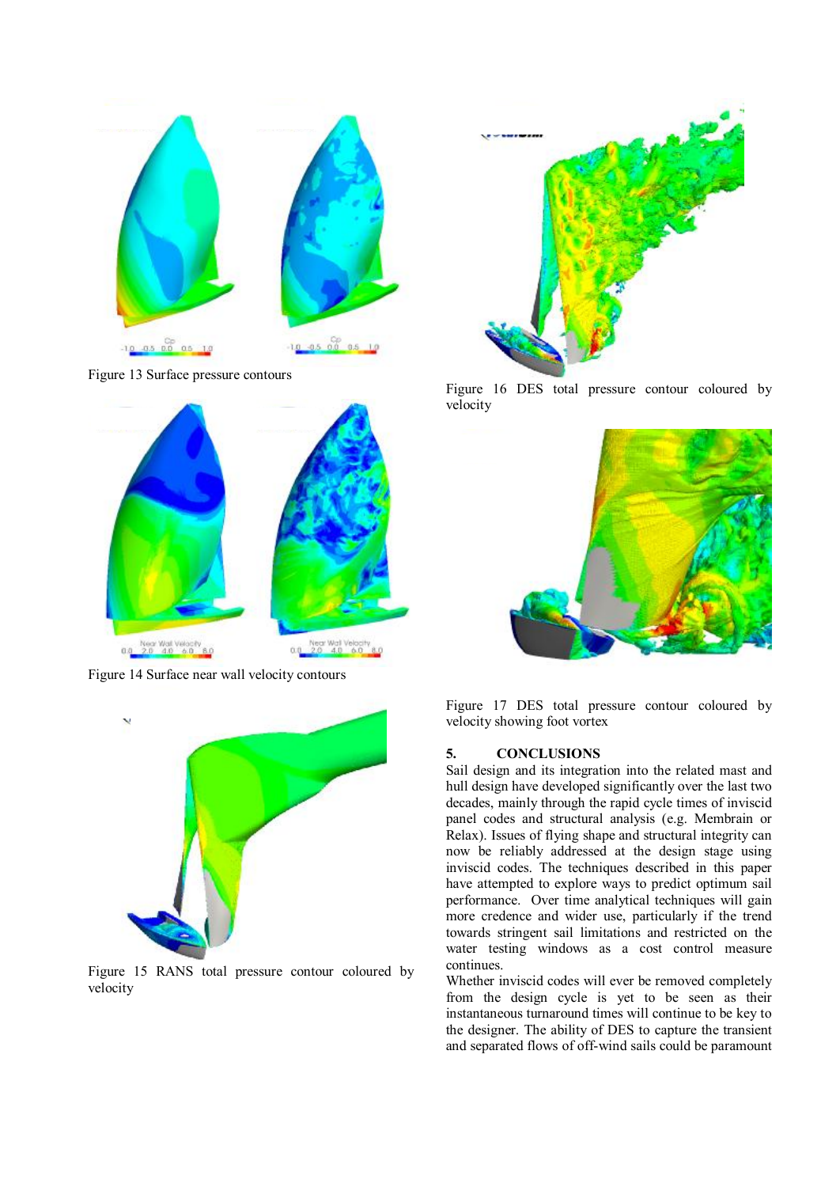Figure 13 Surface pressure contours

Figure 14 Surface near wall velocity contours

Figure 15 RANS total pressure contour coloured by velocity

Figure 16 DES total pressure contour coloured by velocity

Figure 17 DES total pressure contour coloured by velocity showing foot vortex

## 5. CONCLUSIONS

Sail design and its integration into the related mast and hull design have developed significantly over the last two decades, mainly through the rapid cycle times of inviscid panel codes and structural analysis (e.g. Membrain or Relax). Issues of flying shape and structural integrity can now be reliably addressed at the design stage using inviscid codes. The techniques described in this paper have attempted to explore ways to predict optimum sail performance. Over time analytical techniques will gain more credence and wider use, particularly if the trend towards stringent sail limitations and restricted on the water testing windows as a cost control measure continues.

Whether inviscid codes will ever be removed completely from the design cycle is yet to be seen as their instantaneous turnaround times will continue to be key to the designer. The ability of DES to capture the transient and separated flows of off-wind sails could be paramount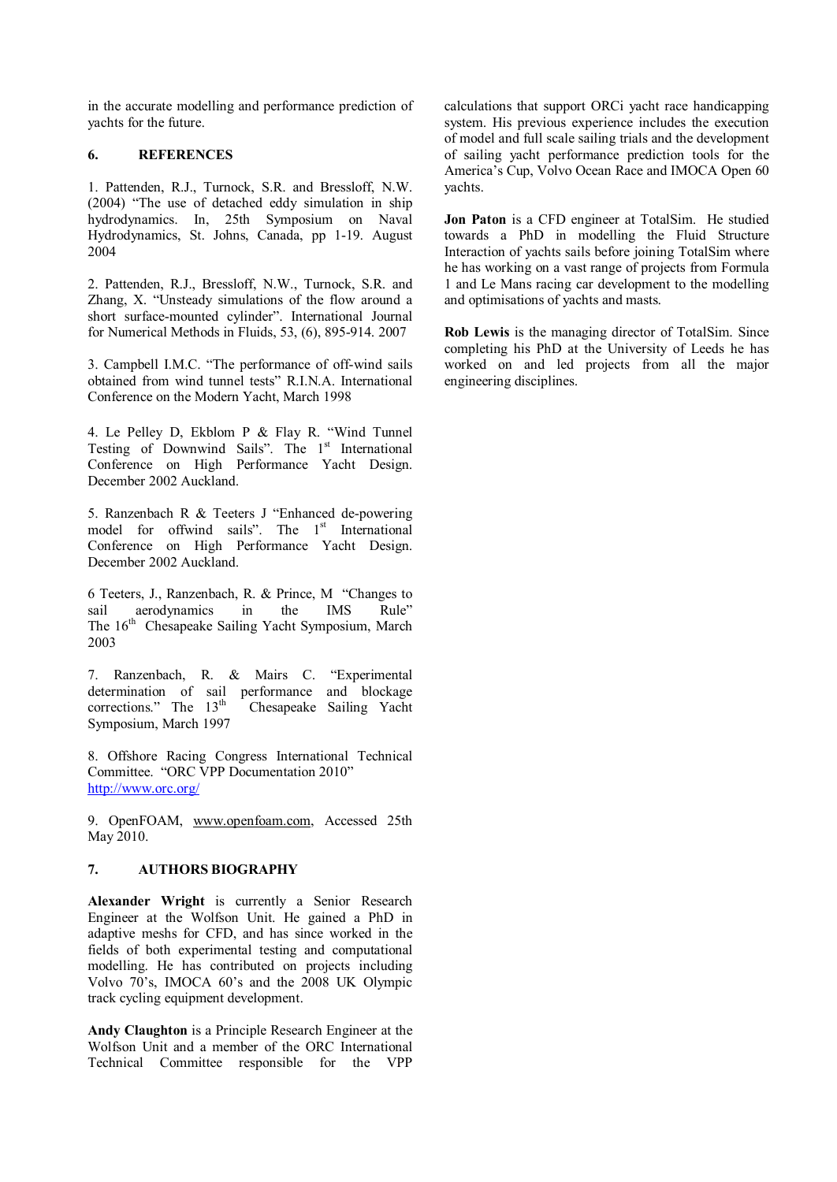in the accurate modelling and performance prediction of yachts for the future.

## 6. REFERENCES

1. Pattenden, R.J., Turnock, S.R. and Bressloff, N.W. (2004) "The use of detached eddy simulation in ship hydrodynamics. In, 25th Symposium on Naval Hydrodynamics, St. Johns, Canada, pp 1-19. August 2004

2. Pattenden, R.J., Bressloff, N.W., Turnock, S.R. and Zhang, X. "Unsteady simulations of the flow around a short surface-mounted cylinder". International Journal for Numerical Methods in Fluids, 53, (6), 895-914. 2007

3. Campbell I.M.C. "The performance of off-wind sails obtained from wind tunnel tests" R.I.N.A. International Conference on the Modern Yacht, March 1998

4. Le Pelley D, Ekblom P & Flay R. "Wind Tunnel Testing of Downwind Sails". The 1st International Conference on High Performance Yacht Design. December 2002 Auckland.

5. Ranzenbach R & Teeters J "Enhanced de-powering model for offwind sails". The 1st International Conference on High Performance Yacht Design. December 2002 Auckland.

6 Teeters, J., Ranzenbach, R. & Prince, M "Changes to sail aerodynamics in the IMS Rule" The 16th Chesapeake Sailing Yacht Symposium, March 2003

7. Ranzenbach, R. & Mairs C. "Experimental determination of sail performance and blockage corrections." The 13th Chesapeake Sailing Yacht Symposium, March 1997

8. Offshore Racing Congress International Technical Committee. "ORC VPP Documentation 2010" http://www.orc.org/

9. OpenFOAM, www.openfoam.com, Accessed 25th May 2010.

## 7. AUTHORS BIOGRAPHY

**Alexander Wright** is currently a Senior Research Engineer at the Wolfson Unit. He gained a PhD in adaptive meshs for CFD, and has since worked in the fields of both experimental testing and computational modelling. He has contributed on projects including Volvo 70's, IMOCA 60's and the 2008 UK Olympic track cycling equipment development.

**Andy Claughton** is a Principle Research Engineer at the Wolfson Unit and a member of the ORC International Technical Committee responsible for the VPP calculations that support ORCi yacht race handicapping system. His previous experience includes the execution of model and full scale sailing trials and the development of sailing yacht performance prediction tools for the America's Cup, Volvo Ocean Race and IMOCA Open 60 yachts.

**Jon Paton** is a CFD engineer at TotalSim. He studied towards a PhD in modelling the Fluid Structure Interaction of yachts sails before joining TotalSim where he has working on a vast range of projects from Formula 1 and Le Mans racing car development to the modelling and optimisations of yachts and masts.

**Rob Lewis** is the managing director of TotalSim. Since completing his PhD at the University of Leeds he has worked on and led projects from all the major engineering disciplines.